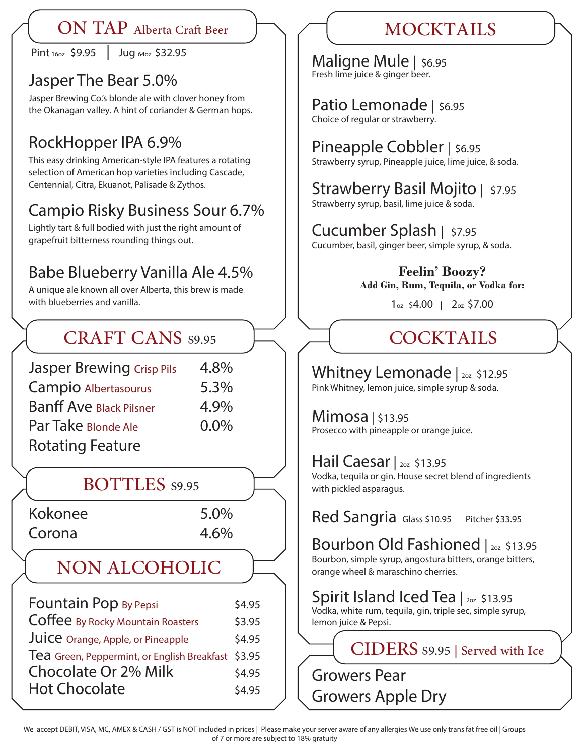## ON TAP Alberta Craft Beer

Pint 16oz $9.95 | Jug 64oz $32.95

### Jasper The Bear 5.0%

Jasper Brewing Co.'s blonde ale with clover honey from the Okanagan valley. A hint of coriander & German hops.

### RockHopper IPA 6.9%

This easy drinking American-style IPA features a rotating selection of American hop varieties including Cascade, Centennial, Citra, Ekuanot, Palisade & Zythos.

### Campio Risky Business Sour 6.7%

Lightly tart & full bodied with just the right amount of grapefruit bitterness rounding things out.

### Babe Blueberry Vanilla Ale 4.5%

A unique ale known all over Alberta, this brew is made with blueberries and vanilla.

## CRAFT CANS $9.95

| | |
|---|---|
| Jasper Brewing Crisp Pils | 4.8% |
| Campio Albertasourus | 5.3% |
| Banff Ave Black Pilsner | 4.9% |
| Par Take Blonde Ale | 0.0% |
| Rotating Feature | |

## BOTTLES $9.95

| | |
|---|---|
| Kokonee | 5.0% |
| Corona | 4.6% |

## NON ALCOHOLIC

| | |
|---|---|
| Fountain Pop By Pepsi | $4.95 |
| Coffee By Rocky Mountain Roasters | $3.95 |
| Juice Orange, Apple, or Pineapple | $4.95 |
| Tea Green, Peppermint, or English Breakfast | $3.95 |
| Chocolate Or 2% Milk | $4.95 |
| Hot Chocolate | $4.95 |

## MOCKTAILS

### Maligne Mule | $6.95

Fresh lime juice & ginger beer.

### Patio Lemonade | $6.95

Choice of regular or strawberry.

### Pineapple Cobbler | $6.95

Strawberry syrup, Pineapple juice, lime juice, & soda.

### Strawberry Basil Mojito | $7.95

Strawberry syrup, basil, lime juice & soda.

### Cucumber Splash | $7.95

Cucumber, basil, ginger beer, simple syrup, & soda.

**Feelin' Boozy?**
**Add Gin, Rum, Tequila, or Vodka for:**

1oz $4.00 | 2oz $7.00

## COCKTAILS

### Whitney Lemonade | 2oz $12.95

Pink Whitney, lemon juice, simple syrup & soda.

### Mimosa | $13.95

Prosecco with pineapple or orange juice.

### Hail Caesar | 2oz $13.95

Vodka, tequila or gin. House secret blend of ingredients with pickled asparagus.

### Red Sangria Glass $10.95 Pitcher $33.95

### Bourbon Old Fashioned | 2oz $13.95

Bourbon, simple syrup, angostura bitters, orange bitters, orange wheel & maraschino cherries.

### Spirit Island Iced Tea | 2oz $13.95

Vodka, white rum, tequila, gin, triple sec, simple syrup, lemon juice & Pepsi.

## CIDERS $9.95 | Served with Ice

Growers Pear

Growers Apple Dry

We accept DEBIT, VISA, MC, AMEX & CASH / GST is NOT included in prices | Please make your server aware of any allergies We use only trans fat free oil | Groups of 7 or more are subject to 18% gratuity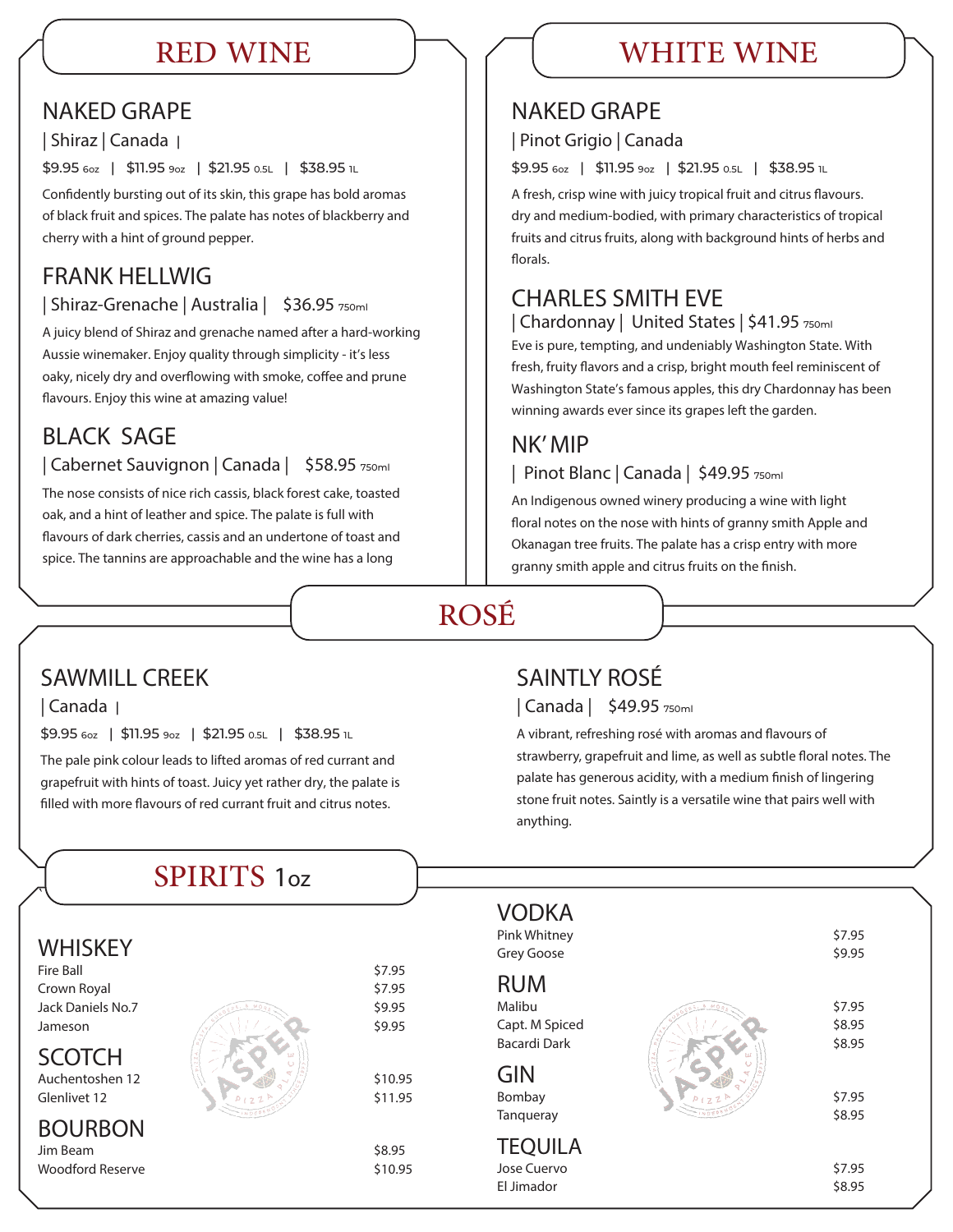# RED WINE

## NAKED GRAPE

| Shiraz | Canada |

$9.95 6oz | $11.95 9oz | $21.95 0.5L | $38.95 1L

Confidently bursting out of its skin, this grape has bold aromas of black fruit and spices. The palate has notes of blackberry and cherry with a hint of ground pepper.

## FRANK HELLWIG

| Shiraz-Grenache | Australia | $36.95 750ml

A juicy blend of Shiraz and grenache named after a hard-working Aussie winemaker. Enjoy quality through simplicity - it's less oaky, nicely dry and overflowing with smoke, coffee and prune flavours. Enjoy this wine at amazing value!

## BLACK SAGE

| Cabernet Sauvignon | Canada | $58.95 750ml

The nose consists of nice rich cassis, black forest cake, toasted oak, and a hint of leather and spice. The palate is full with flavours of dark cherries, cassis and an undertone of toast and spice. The tannins are approachable and the wine has a long

# WHITE WINE

## NAKED GRAPE

| Pinot Grigio | Canada

$9.95 6oz | $11.95 9oz | $21.95 0.5L | $38.95 1L

A fresh, crisp wine with juicy tropical fruit and citrus flavours. dry and medium-bodied, with primary characteristics of tropical fruits and citrus fruits, along with background hints of herbs and florals.

## CHARLES SMITH EVE

| Chardonnay | United States | $41.95 750ml

Eve is pure, tempting, and undeniably Washington State. With fresh, fruity flavors and a crisp, bright mouth feel reminiscent of Washington State's famous apples, this dry Chardonnay has been winning awards ever since its grapes left the garden.

## NK' MIP

| Pinot Blanc | Canada | $49.95 750ml

An Indigenous owned winery producing a wine with light floral notes on the nose with hints of granny smith Apple and Okanagan tree fruits. The palate has a crisp entry with more granny smith apple and citrus fruits on the finish.

# ROSÉ

## SAWMILL CREEK

| Canada |

$9.95 6oz | $11.95 9oz | $21.95 0.5L | $38.95 1L

The pale pink colour leads to lifted aromas of red currant and grapefruit with hints of toast. Juicy yet rather dry, the palate is filled with more flavours of red currant fruit and citrus notes.

## SAINTLY ROSÉ

| Canada | $49.95 750ml

A vibrant, refreshing rosé with aromas and flavours of strawberry, grapefruit and lime, as well as subtle floral notes. The palate has generous acidity, with a medium finish of lingering stone fruit notes. Saintly is a versatile wine that pairs well with anything.

# SPIRITS 1oz

## WHISKEY

| | |
|---|---|
| Fire Ball | $7.95 |
| Crown Royal | $7.95 |
| Jack Daniels No.7 | $9.95 |
| Jameson | $9.95 |

## SCOTCH

| | |
|---|---|
| Auchentoshen 12 | $10.95 |
| Glenlivet 12 | $11.95 |

## BOURBON

| | |
|---|---|
| Jim Beam | $8.95 |
| Woodford Reserve | $10.95 |

## VODKA

| | |
|---|---|
| Pink Whitney | $7.95 |
| Grey Goose | $9.95 |

## RUM

| | |
|---|---|
| Malibu | $7.95 |
| Capt. M Spiced | $8.95 |
| Bacardi Dark | $8.95 |

## GIN

| | |
|---|---|
| Bombay | $7.95 |
| Tanqueray | $8.95 |

## TEQUILA

| | |
|---|---|
| Jose Cuervo | $7.95 |
| El Jimador | $8.95 |